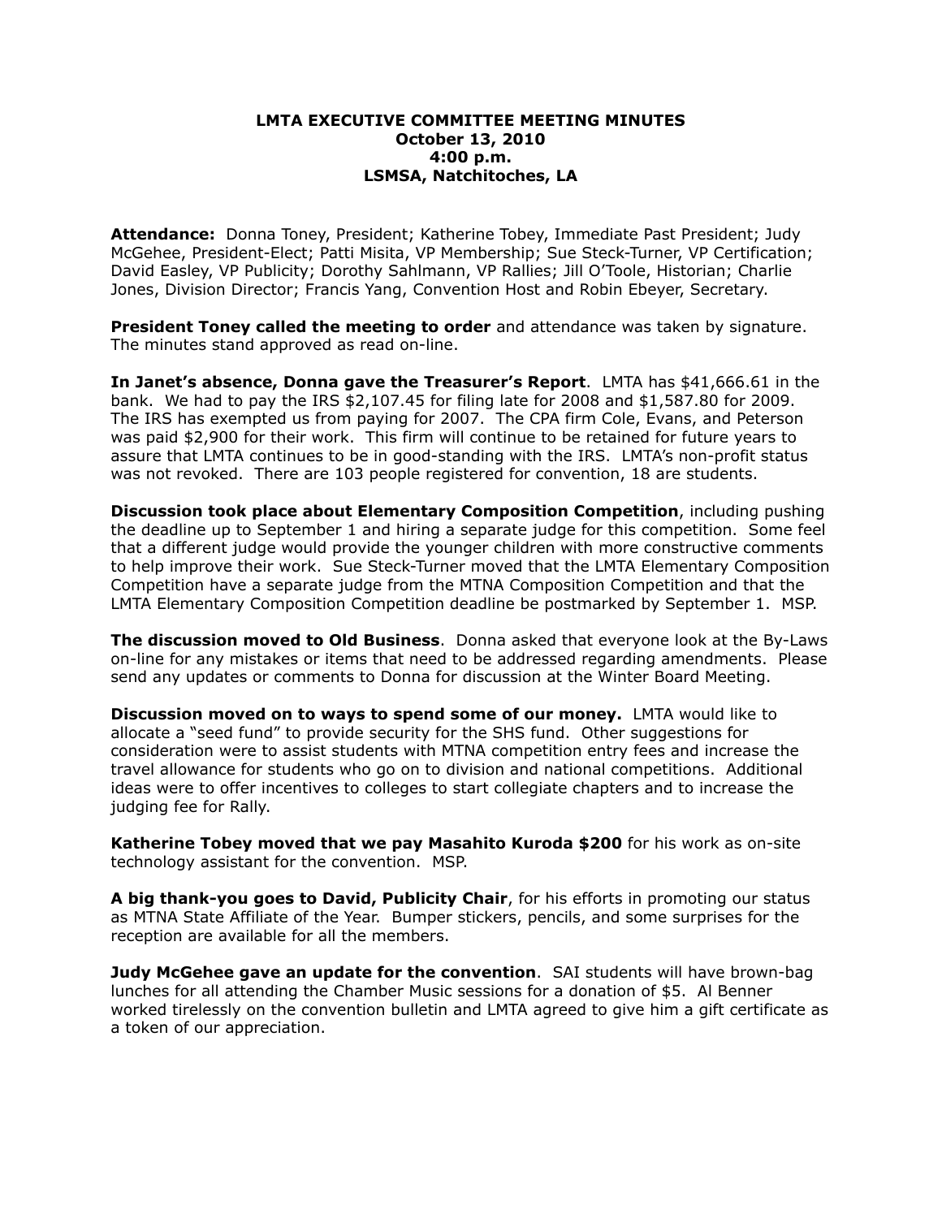# LMTA EXECUTIVE COMMITTEE MEETING MINUTES
**October 13, 2010**
**4:00 p.m.**
**LSMSA, Natchitoches, LA**

**Attendance:** Donna Toney, President; Katherine Tobey, Immediate Past President; Judy McGehee, President-Elect; Patti Misita, VP Membership; Sue Steck-Turner, VP Certification; David Easley, VP Publicity; Dorothy Sahlmann, VP Rallies; Jill O'Toole, Historian; Charlie Jones, Division Director; Francis Yang, Convention Host and Robin Ebeyer, Secretary.

**President Toney called the meeting to order** and attendance was taken by signature. The minutes stand approved as read on-line.

**In Janet's absence, Donna gave the Treasurer's Report**. LMTA has $41,666.61 in the bank. We had to pay the IRS $2,107.45 for filing late for 2008 and $1,587.80 for 2009. The IRS has exempted us from paying for 2007. The CPA firm Cole, Evans, and Peterson was paid $2,900 for their work. This firm will continue to be retained for future years to assure that LMTA continues to be in good-standing with the IRS. LMTA's non-profit status was not revoked. There are 103 people registered for convention, 18 are students.

**Discussion took place about Elementary Composition Competition**, including pushing the deadline up to September 1 and hiring a separate judge for this competition. Some feel that a different judge would provide the younger children with more constructive comments to help improve their work. Sue Steck-Turner moved that the LMTA Elementary Composition Competition have a separate judge from the MTNA Composition Competition and that the LMTA Elementary Composition Competition deadline be postmarked by September 1. MSP.

**The discussion moved to Old Business**. Donna asked that everyone look at the By-Laws on-line for any mistakes or items that need to be addressed regarding amendments. Please send any updates or comments to Donna for discussion at the Winter Board Meeting.

**Discussion moved on to ways to spend some of our money.** LMTA would like to allocate a "seed fund" to provide security for the SHS fund. Other suggestions for consideration were to assist students with MTNA competition entry fees and increase the travel allowance for students who go on to division and national competitions. Additional ideas were to offer incentives to colleges to start collegiate chapters and to increase the judging fee for Rally.

**Katherine Tobey moved that we pay Masahito Kuroda $200** for his work as on-site technology assistant for the convention. MSP.

**A big thank-you goes to David, Publicity Chair**, for his efforts in promoting our status as MTNA State Affiliate of the Year. Bumper stickers, pencils, and some surprises for the reception are available for all the members.

**Judy McGehee gave an update for the convention**. SAI students will have brown-bag lunches for all attending the Chamber Music sessions for a donation of $5. Al Benner worked tirelessly on the convention bulletin and LMTA agreed to give him a gift certificate as a token of our appreciation.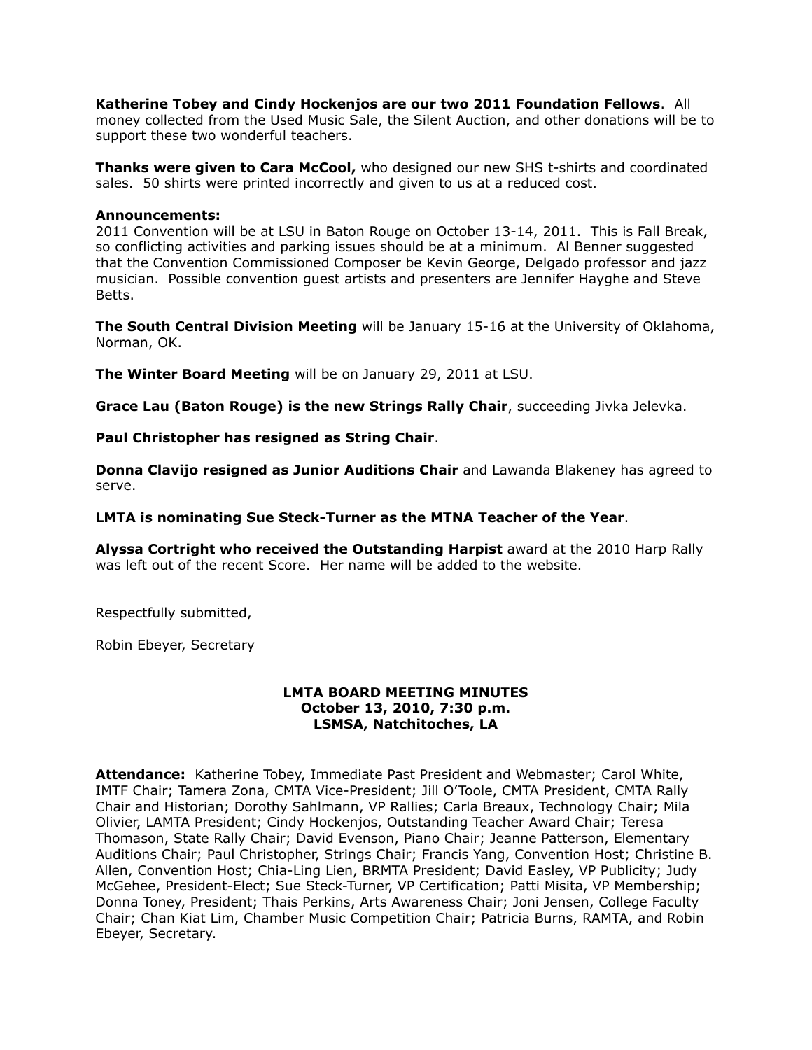**Katherine Tobey and Cindy Hockenjos are our two 2011 Foundation Fellows**. All money collected from the Used Music Sale, the Silent Auction, and other donations will be to support these two wonderful teachers.

**Thanks were given to Cara McCool,** who designed our new SHS t-shirts and coordinated sales. 50 shirts were printed incorrectly and given to us at a reduced cost.

**Announcements:**
2011 Convention will be at LSU in Baton Rouge on October 13-14, 2011. This is Fall Break, so conflicting activities and parking issues should be at a minimum. Al Benner suggested that the Convention Commissioned Composer be Kevin George, Delgado professor and jazz musician. Possible convention guest artists and presenters are Jennifer Hayghe and Steve Betts.

**The South Central Division Meeting** will be January 15-16 at the University of Oklahoma, Norman, OK.

**The Winter Board Meeting** will be on January 29, 2011 at LSU.

**Grace Lau (Baton Rouge) is the new Strings Rally Chair**, succeeding Jivka Jelevka.

**Paul Christopher has resigned as String Chair**.

**Donna Clavijo resigned as Junior Auditions Chair** and Lawanda Blakeney has agreed to serve.

**LMTA is nominating Sue Steck-Turner as the MTNA Teacher of the Year**.

**Alyssa Cortright who received the Outstanding Harpist** award at the 2010 Harp Rally was left out of the recent Score. Her name will be added to the website.

Respectfully submitted,

Robin Ebeyer, Secretary

## LMTA BOARD MEETING MINUTES
**October 13, 2010, 7:30 p.m.**
**LSMSA, Natchitoches, LA**

**Attendance:** Katherine Tobey, Immediate Past President and Webmaster; Carol White, IMTF Chair; Tamera Zona, CMTA Vice-President; Jill O'Toole, CMTA President, CMTA Rally Chair and Historian; Dorothy Sahlmann, VP Rallies; Carla Breaux, Technology Chair; Mila Olivier, LAMTA President; Cindy Hockenjos, Outstanding Teacher Award Chair; Teresa Thomason, State Rally Chair; David Evenson, Piano Chair; Jeanne Patterson, Elementary Auditions Chair; Paul Christopher, Strings Chair; Francis Yang, Convention Host; Christine B. Allen, Convention Host; Chia-Ling Lien, BRMTA President; David Easley, VP Publicity; Judy McGehee, President-Elect; Sue Steck-Turner, VP Certification; Patti Misita, VP Membership; Donna Toney, President; Thais Perkins, Arts Awareness Chair; Joni Jensen, College Faculty Chair; Chan Kiat Lim, Chamber Music Competition Chair; Patricia Burns, RAMTA, and Robin Ebeyer, Secretary.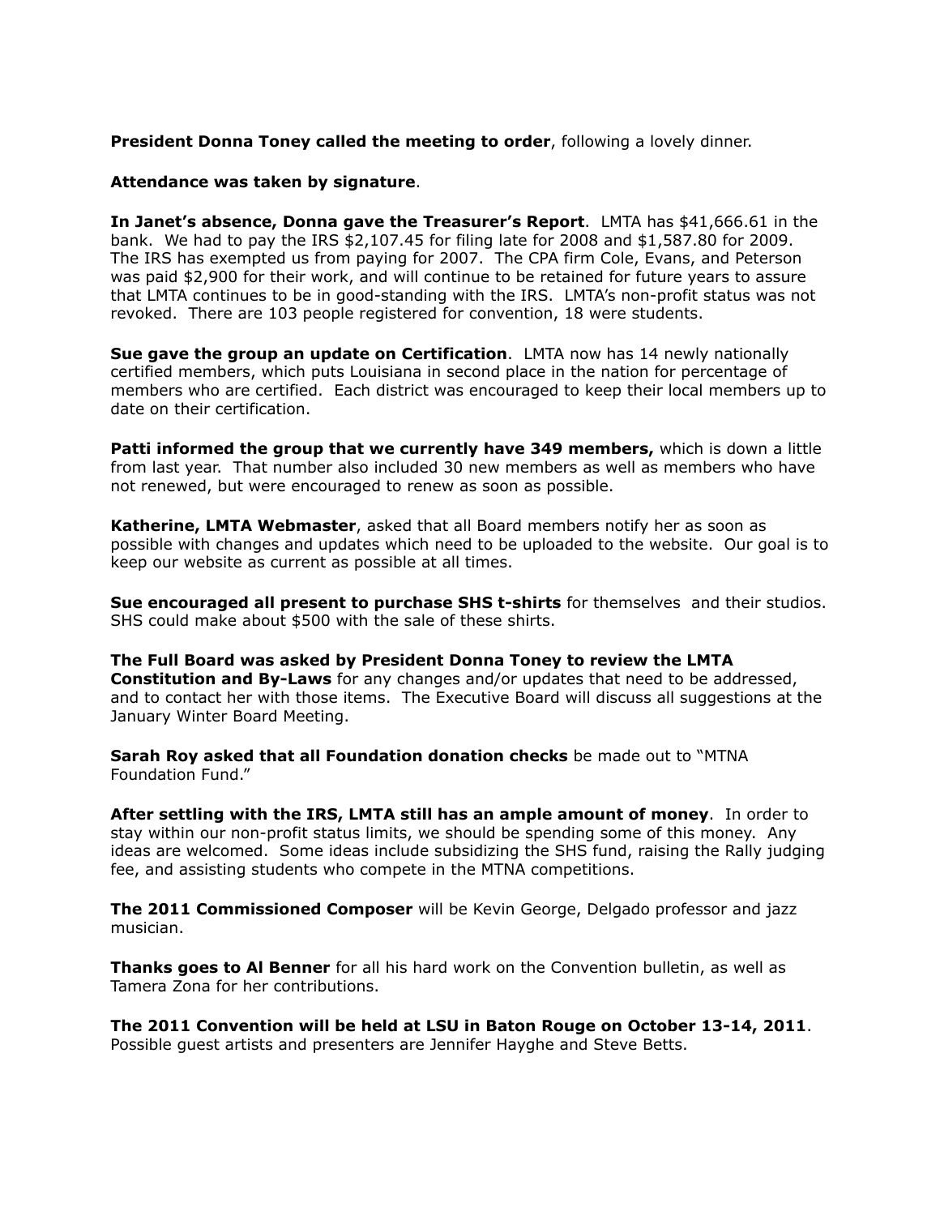**President Donna Toney called the meeting to order**, following a lovely dinner.

**Attendance was taken by signature**.

**In Janet's absence, Donna gave the Treasurer's Report**. LMTA has $41,666.61 in the bank. We had to pay the IRS $2,107.45 for filing late for 2008 and $1,587.80 for 2009. The IRS has exempted us from paying for 2007. The CPA firm Cole, Evans, and Peterson was paid $2,900 for their work, and will continue to be retained for future years to assure that LMTA continues to be in good-standing with the IRS. LMTA's non-profit status was not revoked. There are 103 people registered for convention, 18 were students.

**Sue gave the group an update on Certification**. LMTA now has 14 newly nationally certified members, which puts Louisiana in second place in the nation for percentage of members who are certified. Each district was encouraged to keep their local members up to date on their certification.

**Patti informed the group that we currently have 349 members,** which is down a little from last year. That number also included 30 new members as well as members who have not renewed, but were encouraged to renew as soon as possible.

**Katherine, LMTA Webmaster**, asked that all Board members notify her as soon as possible with changes and updates which need to be uploaded to the website. Our goal is to keep our website as current as possible at all times.

**Sue encouraged all present to purchase SHS t-shirts** for themselves and their studios. SHS could make about $500 with the sale of these shirts.

**The Full Board was asked by President Donna Toney to review the LMTA Constitution and By-Laws** for any changes and/or updates that need to be addressed, and to contact her with those items. The Executive Board will discuss all suggestions at the January Winter Board Meeting.

**Sarah Roy asked that all Foundation donation checks** be made out to "MTNA Foundation Fund."

**After settling with the IRS, LMTA still has an ample amount of money**. In order to stay within our non-profit status limits, we should be spending some of this money. Any ideas are welcomed. Some ideas include subsidizing the SHS fund, raising the Rally judging fee, and assisting students who compete in the MTNA competitions.

**The 2011 Commissioned Composer** will be Kevin George, Delgado professor and jazz musician.

**Thanks goes to Al Benner** for all his hard work on the Convention bulletin, as well as Tamera Zona for her contributions.

**The 2011 Convention will be held at LSU in Baton Rouge on October 13-14, 2011**. Possible guest artists and presenters are Jennifer Hayghe and Steve Betts.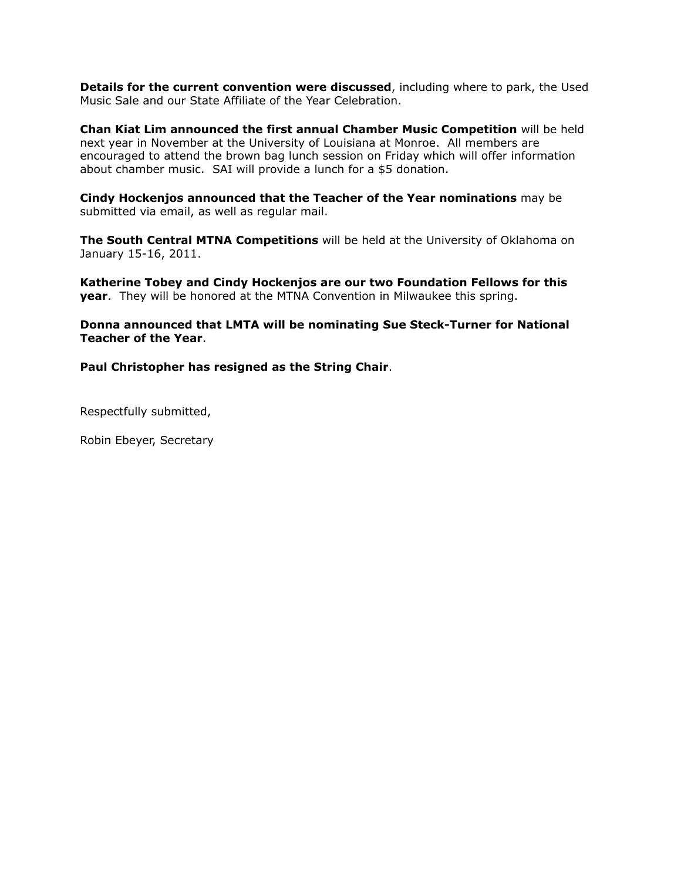**Details for the current convention were discussed**, including where to park, the Used Music Sale and our State Affiliate of the Year Celebration.

**Chan Kiat Lim announced the first annual Chamber Music Competition** will be held next year in November at the University of Louisiana at Monroe. All members are encouraged to attend the brown bag lunch session on Friday which will offer information about chamber music. SAI will provide a lunch for a $5 donation.

**Cindy Hockenjos announced that the Teacher of the Year nominations** may be submitted via email, as well as regular mail.

**The South Central MTNA Competitions** will be held at the University of Oklahoma on January 15-16, 2011.

**Katherine Tobey and Cindy Hockenjos are our two Foundation Fellows for this year**. They will be honored at the MTNA Convention in Milwaukee this spring.

**Donna announced that LMTA will be nominating Sue Steck-Turner for National Teacher of the Year**.

**Paul Christopher has resigned as the String Chair**.

Respectfully submitted,

Robin Ebeyer, Secretary